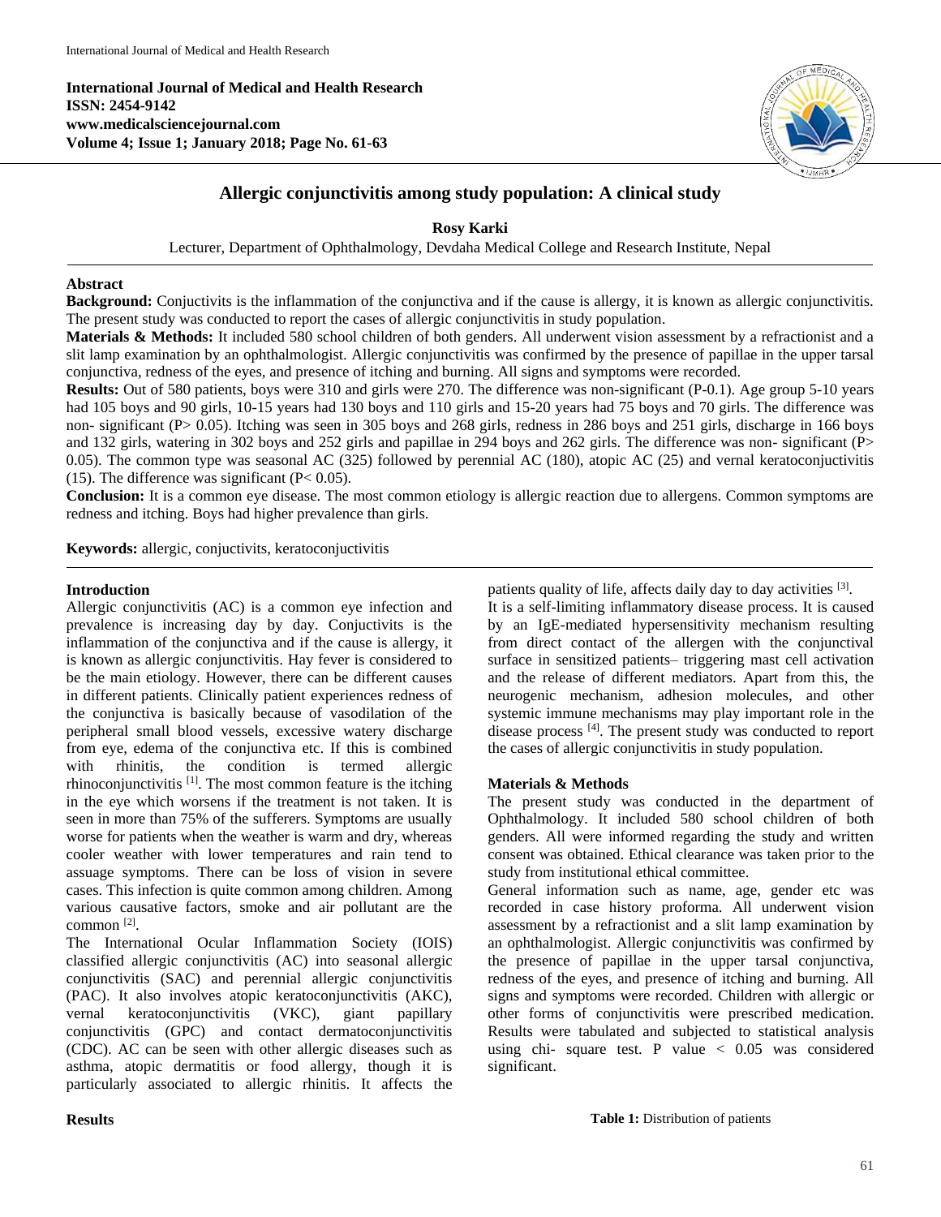**International Journal of Medical and Health Research**
**ISSN: 2454-9142**
**www.medicalsciencejournal.com**
**Volume 4; Issue 1; January 2018; Page No. 61-63**

# Allergic conjunctivitis among study population: A clinical study

**Rosy Karki**

Lecturer, Department of Ophthalmology, Devdaha Medical College and Research Institute, Nepal

## Abstract

**Background:** Conjuctivits is the inflammation of the conjunctiva and if the cause is allergy, it is known as allergic conjunctivitis. The present study was conducted to report the cases of allergic conjunctivitis in study population.

**Materials & Methods:** It included 580 school children of both genders. All underwent vision assessment by a refractionist and a slit lamp examination by an ophthalmologist. Allergic conjunctivitis was confirmed by the presence of papillae in the upper tarsal conjunctiva, redness of the eyes, and presence of itching and burning. All signs and symptoms were recorded.

**Results:** Out of 580 patients, boys were 310 and girls were 270. The difference was non-significant (P-0.1). Age group 5-10 years had 105 boys and 90 girls, 10-15 years had 130 boys and 110 girls and 15-20 years had 75 boys and 70 girls. The difference was non- significant (P> 0.05). Itching was seen in 305 boys and 268 girls, redness in 286 boys and 251 girls, discharge in 166 boys and 132 girls, watering in 302 boys and 252 girls and papillae in 294 boys and 262 girls. The difference was non- significant (P> 0.05). The common type was seasonal AC (325) followed by perennial AC (180), atopic AC (25) and vernal keratoconjuctivitis (15). The difference was significant (P< 0.05).

**Conclusion:** It is a common eye disease. The most common etiology is allergic reaction due to allergens. Common symptoms are redness and itching. Boys had higher prevalence than girls.

**Keywords:** allergic, conjuctivits, keratoconjuctivitis

## Introduction

Allergic conjunctivitis (AC) is a common eye infection and prevalence is increasing day by day. Conjuctivits is the inflammation of the conjunctiva and if the cause is allergy, it is known as allergic conjunctivitis. Hay fever is considered to be the main etiology. However, there can be different causes in different patients. Clinically patient experiences redness of the conjunctiva is basically because of vasodilation of the peripheral small blood vessels, excessive watery discharge from eye, edema of the conjunctiva etc. If this is combined with rhinitis, the condition is termed allergic rhinoconjunctivitis [1]. The most common feature is the itching in the eye which worsens if the treatment is not taken. It is seen in more than 75% of the sufferers. Symptoms are usually worse for patients when the weather is warm and dry, whereas cooler weather with lower temperatures and rain tend to assuage symptoms. There can be loss of vision in severe cases. This infection is quite common among children. Among various causative factors, smoke and air pollutant are the common [2].

The International Ocular Inflammation Society (IOIS) classified allergic conjunctivitis (AC) into seasonal allergic conjunctivitis (SAC) and perennial allergic conjunctivitis (PAC). It also involves atopic keratoconjunctivitis (AKC), vernal keratoconjunctivitis (VKC), giant papillary conjunctivitis (GPC) and contact dermatoconjunctivitis (CDC). AC can be seen with other allergic diseases such as asthma, atopic dermatitis or food allergy, though it is particularly associated to allergic rhinitis. It affects the patients quality of life, affects daily day to day activities [3].

It is a self-limiting inflammatory disease process. It is caused by an IgE-mediated hypersensitivity mechanism resulting from direct contact of the allergen with the conjunctival surface in sensitized patients– triggering mast cell activation and the release of different mediators. Apart from this, the neurogenic mechanism, adhesion molecules, and other systemic immune mechanisms may play important role in the disease process [4]. The present study was conducted to report the cases of allergic conjunctivitis in study population.

## Materials & Methods

The present study was conducted in the department of Ophthalmology. It included 580 school children of both genders. All were informed regarding the study and written consent was obtained. Ethical clearance was taken prior to the study from institutional ethical committee.

General information such as name, age, gender etc was recorded in case history proforma. All underwent vision assessment by a refractionist and a slit lamp examination by an ophthalmologist. Allergic conjunctivitis was confirmed by the presence of papillae in the upper tarsal conjunctiva, redness of the eyes, and presence of itching and burning. All signs and symptoms were recorded. Children with allergic or other forms of conjunctivitis were prescribed medication. Results were tabulated and subjected to statistical analysis using chi- square test. P value < 0.05 was considered significant.

## Results

**Table 1:** Distribution of patients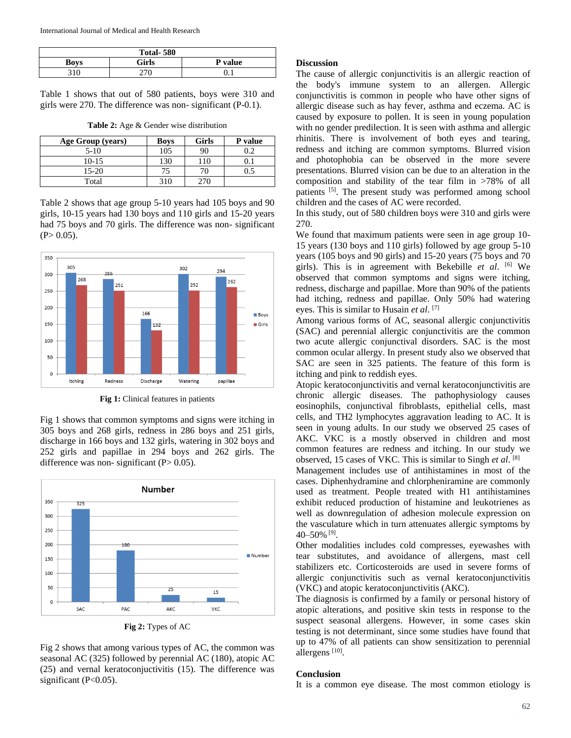| Total- 580 | | |
|---|---|---|
| Boys | Girls | P value |
| 310 | 270 | 0.1 |

Table 1 shows that out of 580 patients, boys were 310 and girls were 270. The difference was non- significant (P-0.1).

**Table 2:** Age & Gender wise distribution

| Age Group (years) | Boys | Girls | P value |
|---|---|---|---|
| 5-10 | 105 | 90 | 0.2 |
| 10-15 | 130 | 110 | 0.1 |
| 15-20 | 75 | 70 | 0.5 |
| Total | 310 | 270 | |

Table 2 shows that age group 5-10 years had 105 boys and 90 girls, 10-15 years had 130 boys and 110 girls and 15-20 years had 75 boys and 70 girls. The difference was non- significant (P> 0.05).

**Fig 1:** Clinical features in patients

Fig 1 shows that common symptoms and signs were itching in 305 boys and 268 girls, redness in 286 boys and 251 girls, discharge in 166 boys and 132 girls, watering in 302 boys and 252 girls and papillae in 294 boys and 262 girls. The difference was non- significant (P> 0.05).

**Fig 2:** Types of AC

Fig 2 shows that among various types of AC, the common was seasonal AC (325) followed by perennial AC (180), atopic AC (25) and vernal keratoconjunctivitis (15). The difference was significant (P<0.05).

## Discussion

The cause of allergic conjunctivitis is an allergic reaction of the body's immune system to an allergen. Allergic conjunctivitis is common in people who have other signs of allergic disease such as hay fever, asthma and eczema. AC is caused by exposure to pollen. It is seen in young population with no gender predilection. It is seen with asthma and allergic rhinitis. There is involvement of both eyes and tearing, redness and itching are common symptoms. Blurred vision and photophobia can be observed in the more severe presentations. Blurred vision can be due to an alteration in the composition and stability of the tear film in >78% of all patients [5]. The present study was performed among school children and the cases of AC were recorded.

In this study, out of 580 children boys were 310 and girls were 270.

We found that maximum patients were seen in age group 10-15 years (130 boys and 110 girls) followed by age group 5-10 years (105 boys and 90 girls) and 15-20 years (75 boys and 70 girls). This is in agreement with Bekebille *et al.* [6] We observed that common symptoms and signs were itching, redness, discharge and papillae. More than 90% of the patients had itching, redness and papillae. Only 50% had watering eyes. This is similar to Husain *et al*. [7]

Among various forms of AC, seasonal allergic conjunctivitis (SAC) and perennial allergic conjunctivitis are the common two acute allergic conjunctival disorders. SAC is the most common ocular allergy. In present study also we observed that SAC are seen in 325 patients. The feature of this form is itching and pink to reddish eyes.

Atopic keratoconjunctivitis and vernal keratoconjunctivitis are chronic allergic diseases. The pathophysiology causes eosinophils, conjunctival fibroblasts, epithelial cells, mast cells, and TH2 lymphocytes aggravation leading to AC. It is seen in young adults. In our study we observed 25 cases of AKC. VKC is a mostly observed in children and most common features are redness and itching. In our study we observed, 15 cases of VKC. This is similar to Singh *et al.* [8]

Management includes use of antihistamines in most of the cases. Diphenhydramine and chlorpheniramine are commonly used as treatment. People treated with H1 antihistamines exhibit reduced production of histamine and leukotrienes as well as downregulation of adhesion molecule expression on the vasculature which in turn attenuates allergic symptoms by 40–50% [9].

Other modalities includes cold compresses, eyewashes with tear substitutes, and avoidance of allergens, mast cell stabilizers etc. Corticosteroids are used in severe forms of allergic conjunctivitis such as vernal keratoconjunctivitis (VKC) and atopic keratoconjunctivitis (AKC).

The diagnosis is confirmed by a family or personal history of atopic alterations, and positive skin tests in response to the suspect seasonal allergens. However, in some cases skin testing is not determinant, since some studies have found that up to 47% of all patients can show sensitization to perennial allergens [10].

## Conclusion

It is a common eye disease. The most common etiology is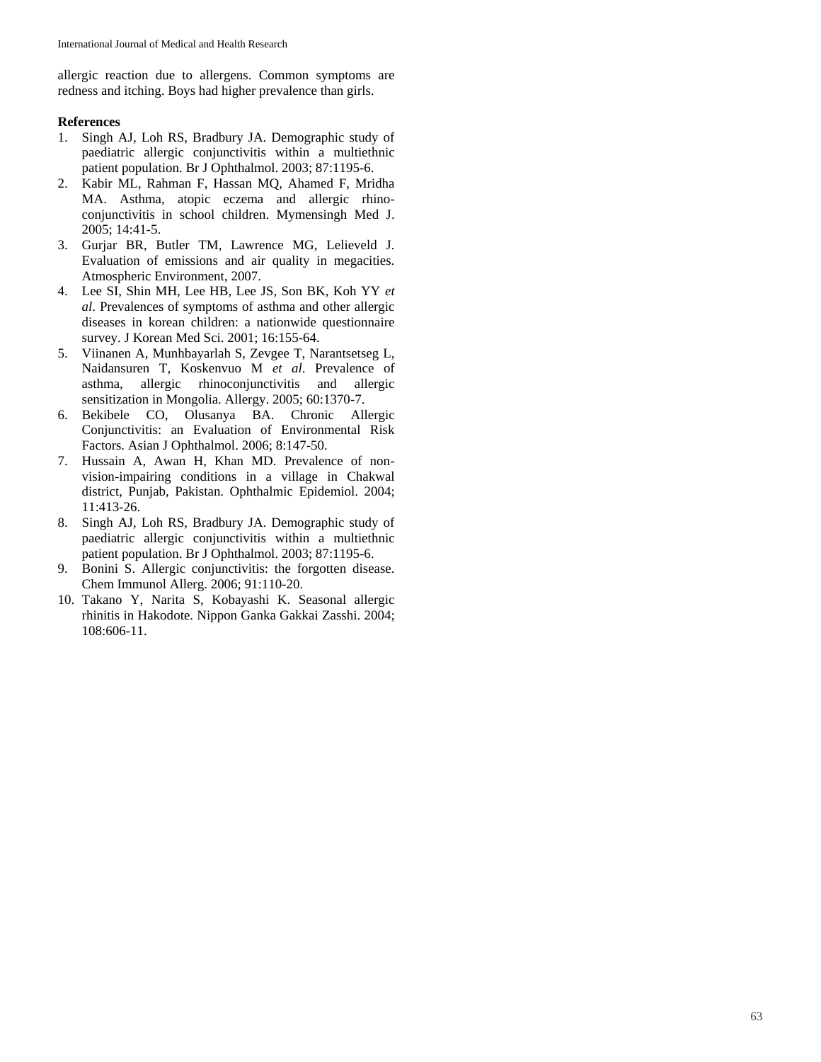allergic reaction due to allergens. Common symptoms are redness and itching. Boys had higher prevalence than girls.

**References**

1. Singh AJ, Loh RS, Bradbury JA. Demographic study of paediatric allergic conjunctivitis within a multiethnic patient population. Br J Ophthalmol. 2003; 87:1195-6.
2. Kabir ML, Rahman F, Hassan MQ, Ahamed F, Mridha MA. Asthma, atopic eczema and allergic rhino-conjunctivitis in school children. Mymensingh Med J. 2005; 14:41-5.
3. Gurjar BR, Butler TM, Lawrence MG, Lelieveld J. Evaluation of emissions and air quality in megacities. Atmospheric Environment, 2007.
4. Lee SI, Shin MH, Lee HB, Lee JS, Son BK, Koh YY *et al*. Prevalences of symptoms of asthma and other allergic diseases in korean children: a nationwide questionnaire survey. J Korean Med Sci. 2001; 16:155-64.
5. Viinanen A, Munhbayarlah S, Zevgee T, Narantsetseg L, Naidansuren T, Koskenvuo M *et al*. Prevalence of asthma, allergic rhinoconjunctivitis and allergic sensitization in Mongolia. Allergy. 2005; 60:1370-7.
6. Bekibele CO, Olusanya BA. Chronic Allergic Conjunctivitis: an Evaluation of Environmental Risk Factors. Asian J Ophthalmol. 2006; 8:147-50.
7. Hussain A, Awan H, Khan MD. Prevalence of non-vision-impairing conditions in a village in Chakwal district, Punjab, Pakistan. Ophthalmic Epidemiol. 2004; 11:413-26.
8. Singh AJ, Loh RS, Bradbury JA. Demographic study of paediatric allergic conjunctivitis within a multiethnic patient population. Br J Ophthalmol. 2003; 87:1195-6.
9. Bonini S. Allergic conjunctivitis: the forgotten disease. Chem Immunol Allerg. 2006; 91:110-20.
10. Takano Y, Narita S, Kobayashi K. Seasonal allergic rhinitis in Hakodote. Nippon Ganka Gakkai Zasshi. 2004; 108:606-11.